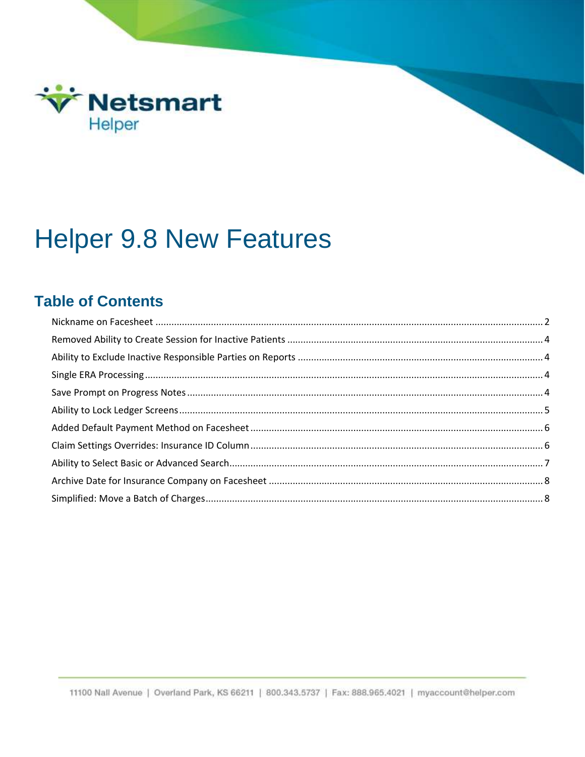Netsmart Helper

# Helper 9.8 New Features

## Table of Contents

- Nickname on Facesheet ..... 2
- Removed Ability to Create Session for Inactive Patients ..... 4
- Ability to Exclude Inactive Responsible Parties on Reports ..... 4
- Single ERA Processing ..... 4
- Save Prompt on Progress Notes ..... 4
- Ability to Lock Ledger Screens ..... 5
- Added Default Payment Method on Facesheet ..... 6
- Claim Settings Overrides: Insurance ID Column ..... 6
- Ability to Select Basic or Advanced Search ..... 7
- Archive Date for Insurance Company on Facesheet ..... 8
- Simplified: Move a Batch of Charges ..... 8

11100 Nall Avenue | Overland Park, KS 66211 | 800.343.5737 | Fax: 888.965.4021 | myaccount@helper.com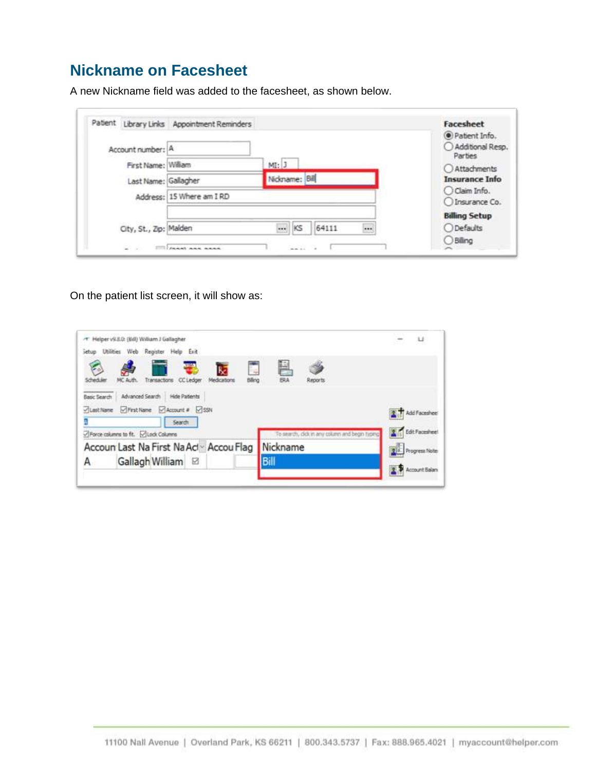## Nickname on Facesheet

A new Nickname field was added to the facesheet, as shown below.

On the patient list screen, it will show as: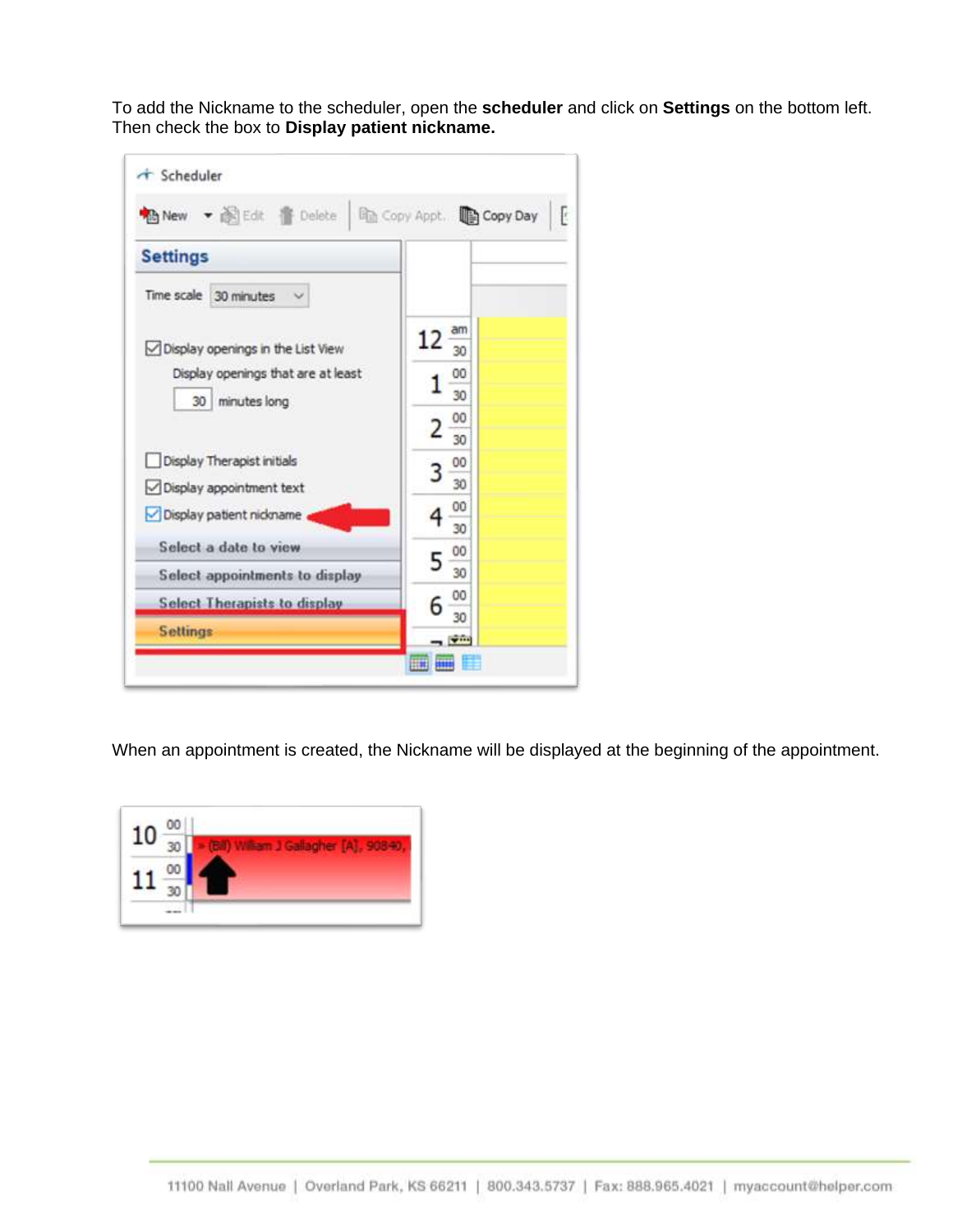To add the Nickname to the scheduler, open the **scheduler** and click on **Settings** on the bottom left. Then check the box to **Display patient nickname.**

When an appointment is created, the Nickname will be displayed at the beginning of the appointment.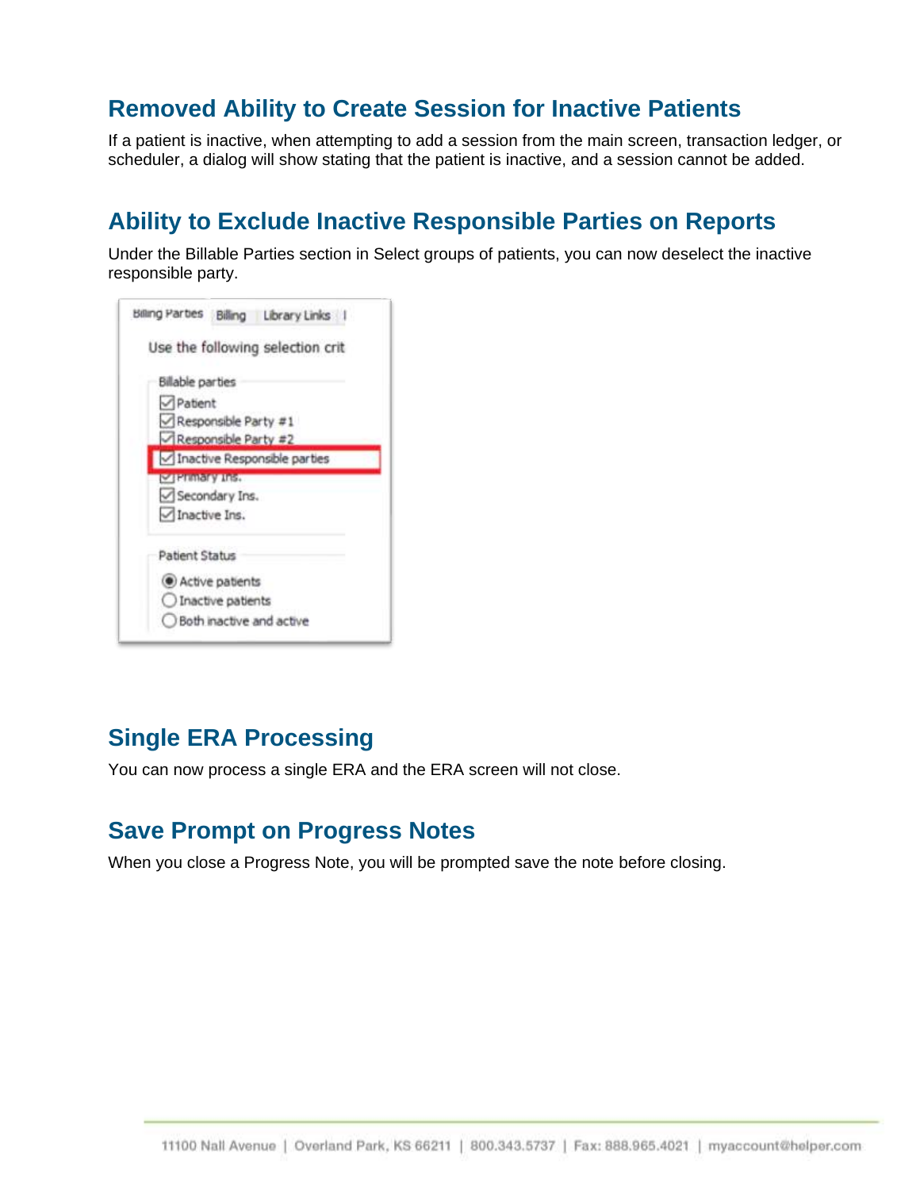## Removed Ability to Create Session for Inactive Patients

If a patient is inactive, when attempting to add a session from the main screen, transaction ledger, or scheduler, a dialog will show stating that the patient is inactive, and a session cannot be added.

## Ability to Exclude Inactive Responsible Parties on Reports

Under the Billable Parties section in Select groups of patients, you can now deselect the inactive responsible party.

## Single ERA Processing

You can now process a single ERA and the ERA screen will not close.

## Save Prompt on Progress Notes

When you close a Progress Note, you will be prompted save the note before closing.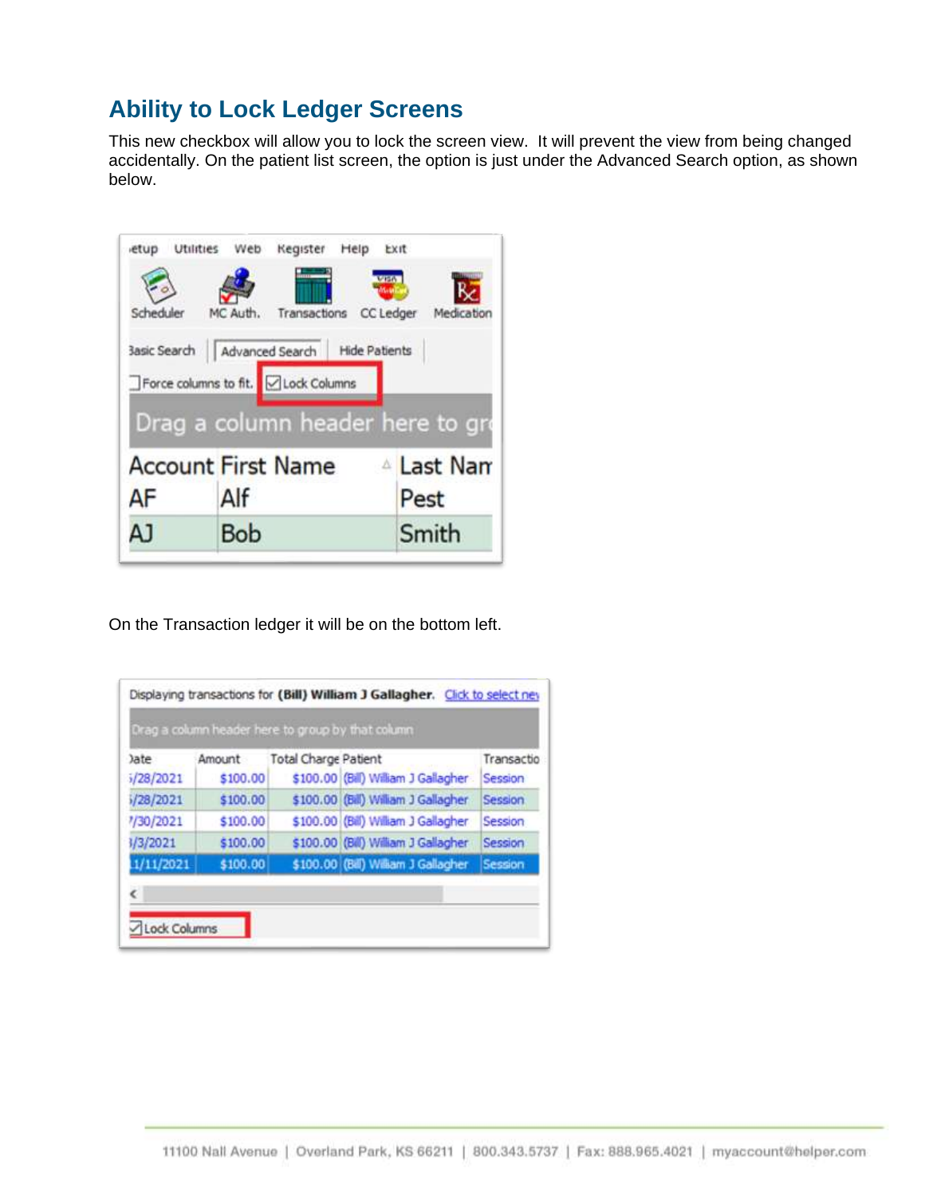## Ability to Lock Ledger Screens

This new checkbox will allow you to lock the screen view. It will prevent the view from being changed accidentally. On the patient list screen, the option is just under the Advanced Search option, as shown below.

On the Transaction ledger it will be on the bottom left.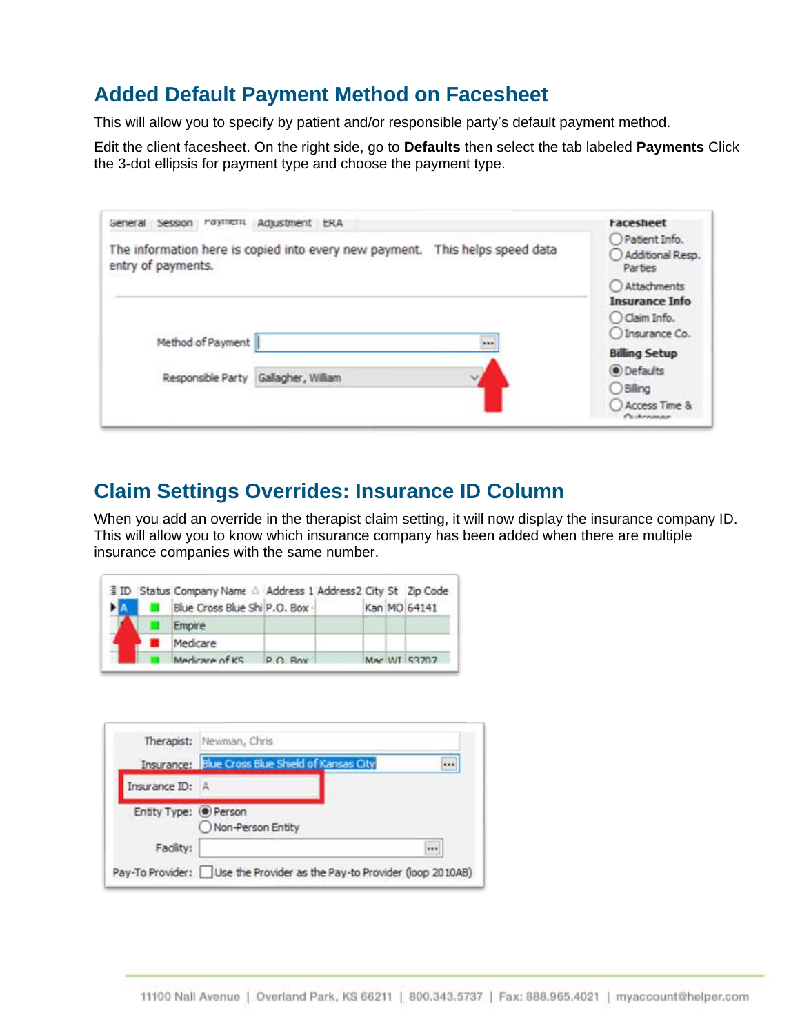## Added Default Payment Method on Facesheet

This will allow you to specify by patient and/or responsible party's default payment method.

Edit the client facesheet. On the right side, go to **Defaults** then select the tab labeled **Payments** Click the 3-dot ellipsis for payment type and choose the payment type.

## Claim Settings Overrides: Insurance ID Column

When you add an override in the therapist claim setting, it will now display the insurance company ID. This will allow you to know which insurance company has been added when there are multiple insurance companies with the same number.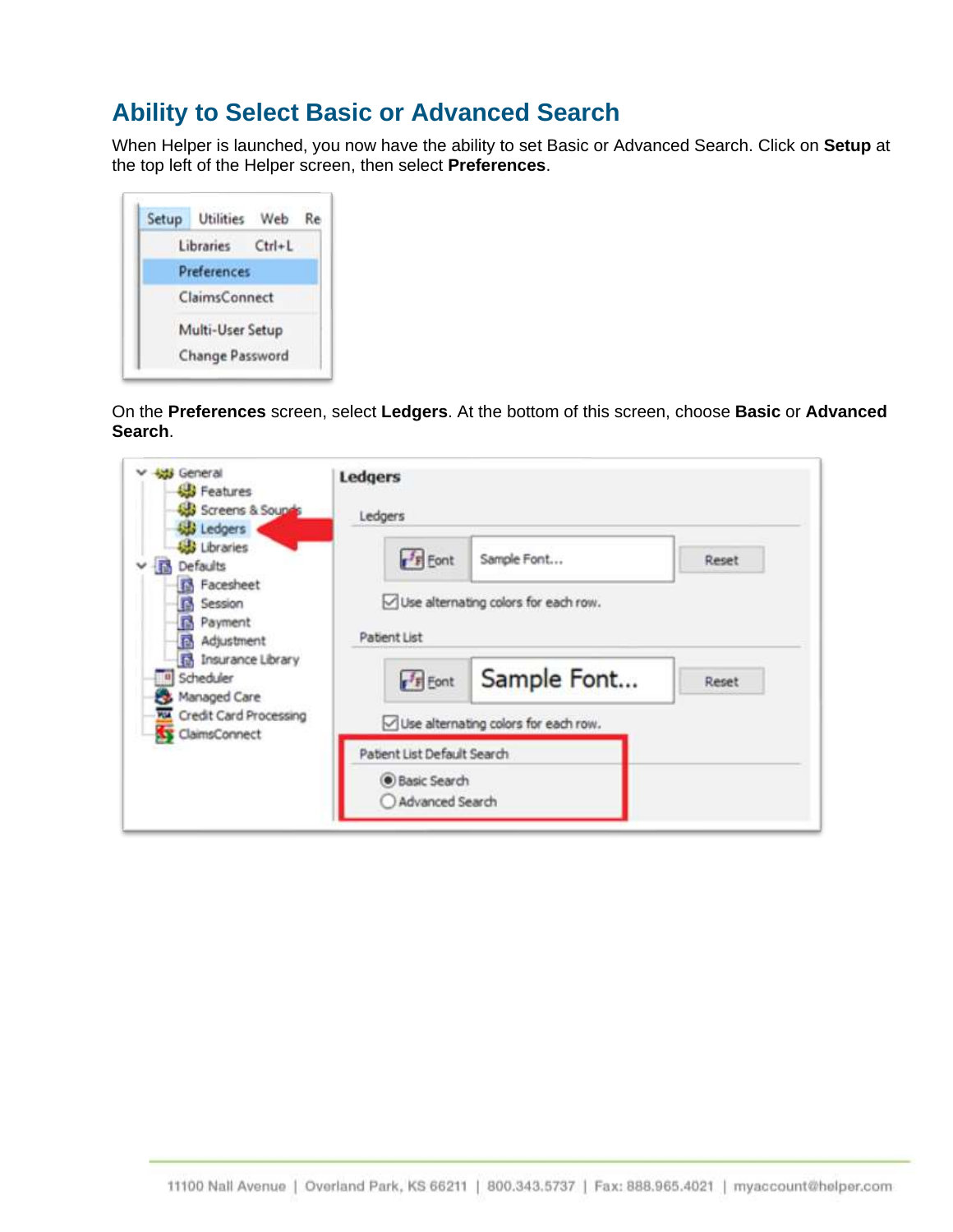## Ability to Select Basic or Advanced Search

When Helper is launched, you now have the ability to set Basic or Advanced Search. Click on **Setup** at the top left of the Helper screen, then select **Preferences**.

On the **Preferences** screen, select **Ledgers**. At the bottom of this screen, choose **Basic** or **Advanced Search**.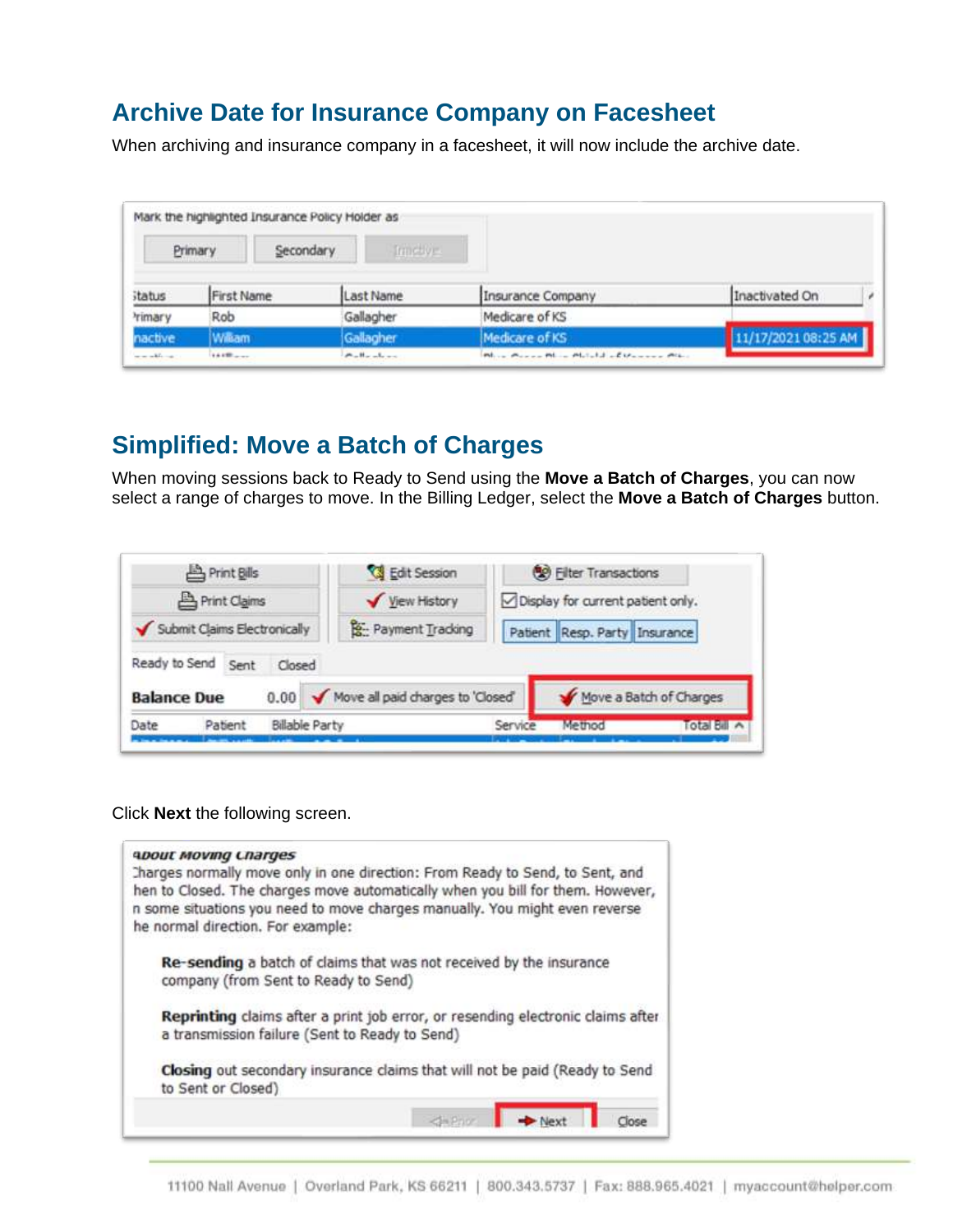## Archive Date for Insurance Company on Facesheet

When archiving and insurance company in a facesheet, it will now include the archive date.

## Simplified: Move a Batch of Charges

When moving sessions back to Ready to Send using the **Move a Batch of Charges**, you can now select a range of charges to move. In the Billing Ledger, select the **Move a Batch of Charges** button.

Click **Next** the following screen.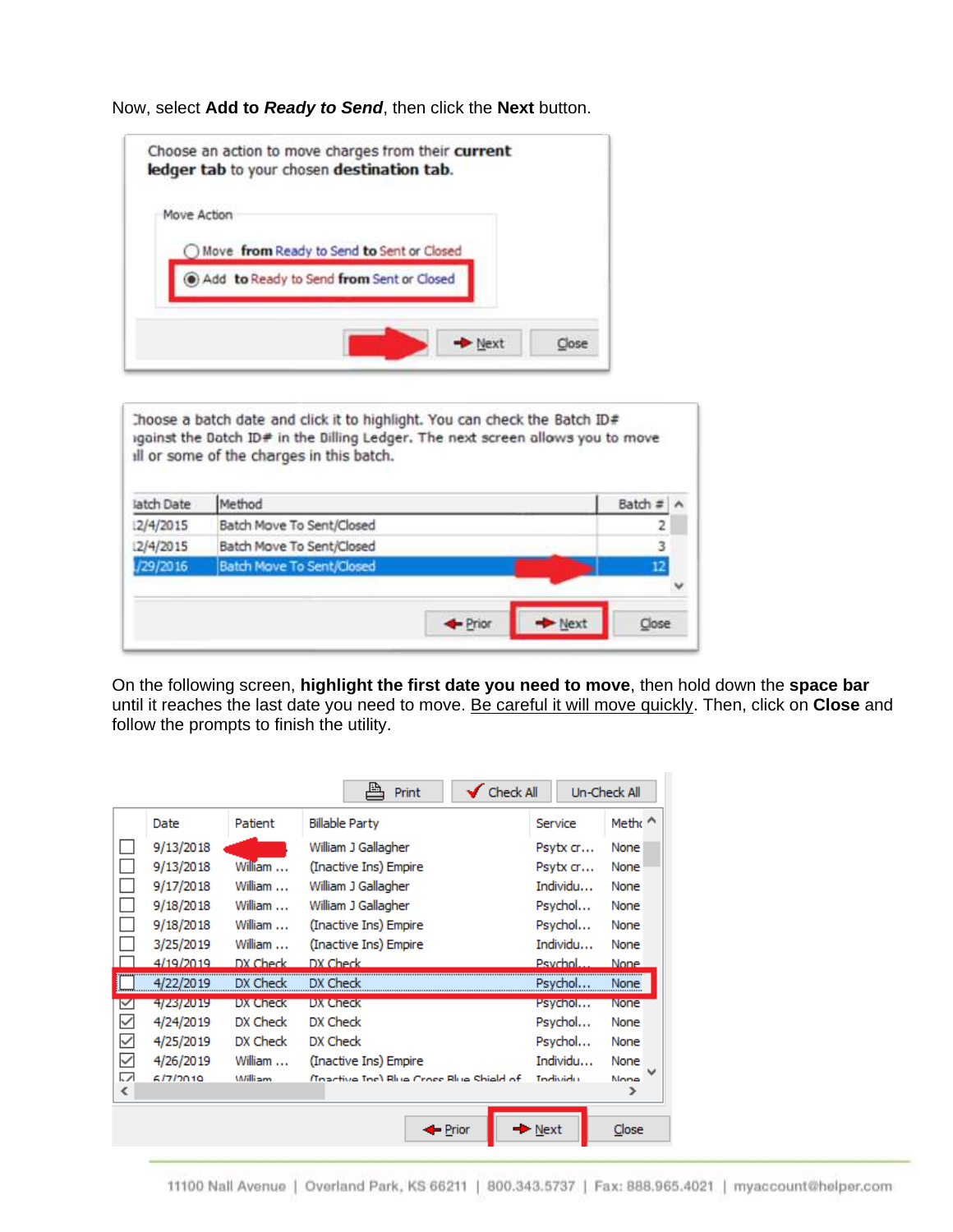Now, select **Add to *Ready to Send***, then click the **Next** button.

On the following screen, **highlight the first date you need to move**, then hold down the **space bar** until it reaches the last date you need to move. Be careful it will move quickly. Then, click on **Close** and follow the prompts to finish the utility.